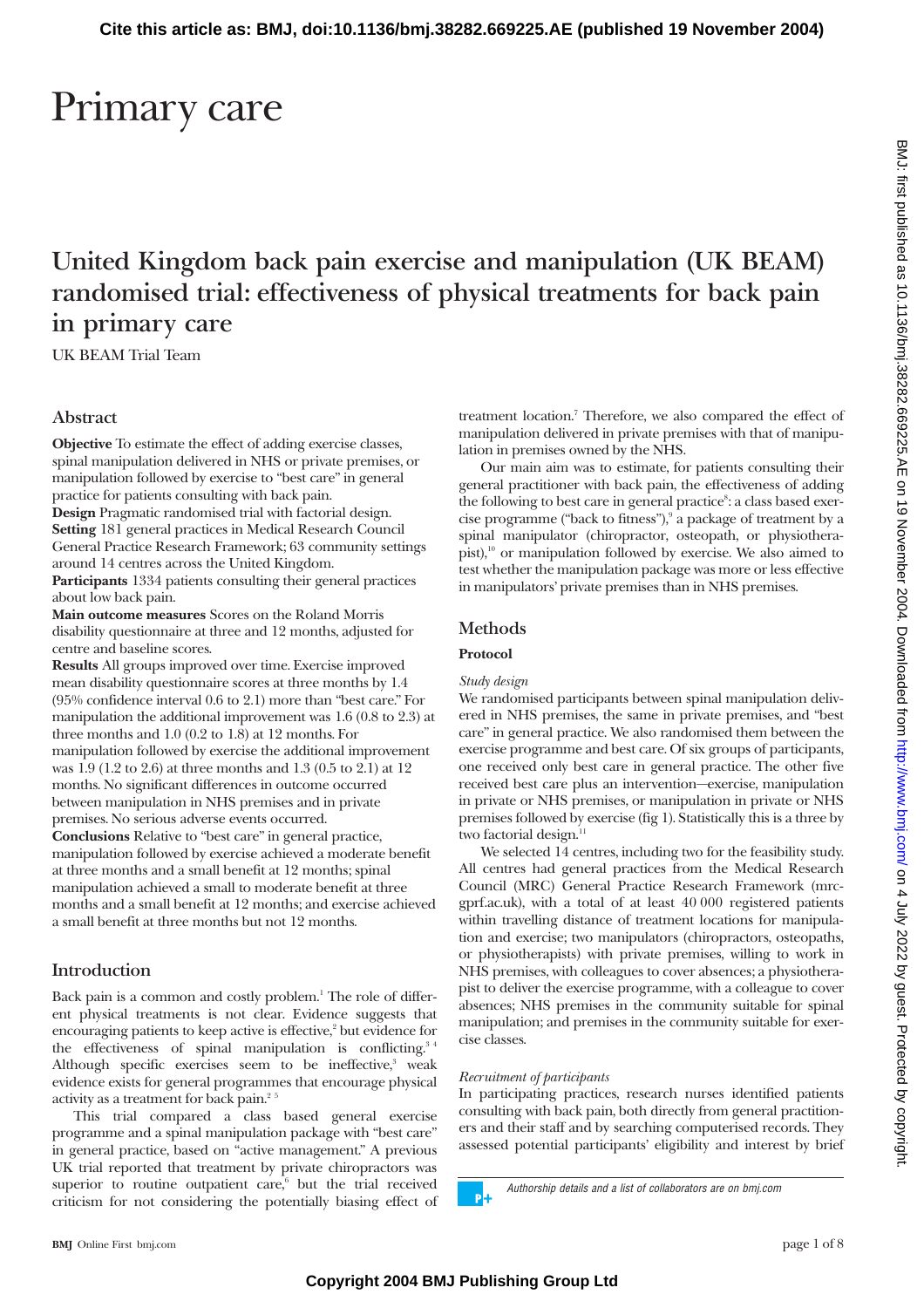# Primary care

## United Kingdom back pain exercise and manipulation (UK BEAM) randomised trial: effectiveness of physical treatments for back pain in primary care

UK BEAM Trial Team

### Abstract

**Objective** To estimate the effect of adding exercise classes, spinal manipulation delivered in NHS or private premises, or manipulation followed by exercise to "best care" in general practice for patients consulting with back pain.

**Design** Pragmatic randomised trial with factorial design.

**Setting** 181 general practices in Medical Research Council General Practice Research Framework; 63 community settings around 14 centres across the United Kingdom.

**Participants** 1334 patients consulting their general practices about low back pain.

**Main outcome measures** Scores on the Roland Morris disability questionnaire at three and 12 months, adjusted for centre and baseline scores.

**Results** All groups improved over time. Exercise improved mean disability questionnaire scores at three months by 1.4 (95% confidence interval 0.6 to 2.1) more than "best care." For manipulation the additional improvement was 1.6 (0.8 to 2.3) at three months and 1.0 (0.2 to 1.8) at 12 months. For manipulation followed by exercise the additional improvement was 1.9 (1.2 to 2.6) at three months and 1.3 (0.5 to 2.1) at 12 months. No significant differences in outcome occurred between manipulation in NHS premises and in private premises. No serious adverse events occurred.

**Conclusions** Relative to "best care" in general practice, manipulation followed by exercise achieved a moderate benefit at three months and a small benefit at 12 months; spinal manipulation achieved a small to moderate benefit at three months and a small benefit at 12 months; and exercise achieved a small benefit at three months but not 12 months.

### Introduction

Back pain is a common and costly problem.[1] The role of different physical treatments is not clear. Evidence suggests that encouraging patients to keep active is effective,[2] but evidence for the effectiveness of spinal manipulation is conflicting.[3 4] Although specific exercises seem to be ineffective,[3] weak evidence exists for general programmes that encourage physical activity as a treatment for back pain.[2 5]

This trial compared a class based general exercise programme and a spinal manipulation package with "best care" in general practice, based on "active management." A previous UK trial reported that treatment by private chiropractors was superior to routine outpatient care,[6] but the trial received criticism for not considering the potentially biasing effect of treatment location.[7] Therefore, we also compared the effect of manipulation delivered in private premises with that of manipulation in premises owned by the NHS.

Our main aim was to estimate, for patients consulting their general practitioner with back pain, the effectiveness of adding the following to best care in general practice[8]: a class based exercise programme ("back to fitness"),[9] a package of treatment by a spinal manipulator (chiropractor, osteopath, or physiotherapist),[10] or manipulation followed by exercise. We also aimed to test whether the manipulation package was more or less effective in manipulators' private premises than in NHS premises.

### Methods

#### Protocol

*Study design*

We randomised participants between spinal manipulation delivered in NHS premises, the same in private premises, and "best care" in general practice. We also randomised them between the exercise programme and best care. Of six groups of participants, one received only best care in general practice. The other five received best care plus an intervention—exercise, manipulation in private or NHS premises, or manipulation in private or NHS premises followed by exercise (fig 1). Statistically this is a three by two factorial design.[11]

We selected 14 centres, including two for the feasibility study. All centres had general practices from the Medical Research Council (MRC) General Practice Research Framework (mrcgprf.ac.uk), with a total of at least 40 000 registered patients within travelling distance of treatment locations for manipulation and exercise; two manipulators (chiropractors, osteopaths, or physiotherapists) with private premises, willing to work in NHS premises, with colleagues to cover absences; a physiotherapist to deliver the exercise programme, with a colleague to cover absences; NHS premises in the community suitable for spinal manipulation; and premises in the community suitable for exercise classes.

*Recruitment of participants*

In participating practices, research nurses identified patients consulting with back pain, both directly from general practitioners and their staff and by searching computerised records. They assessed potential participants' eligibility and interest by brief

Authorship details and a list of collaborators are on bmj.com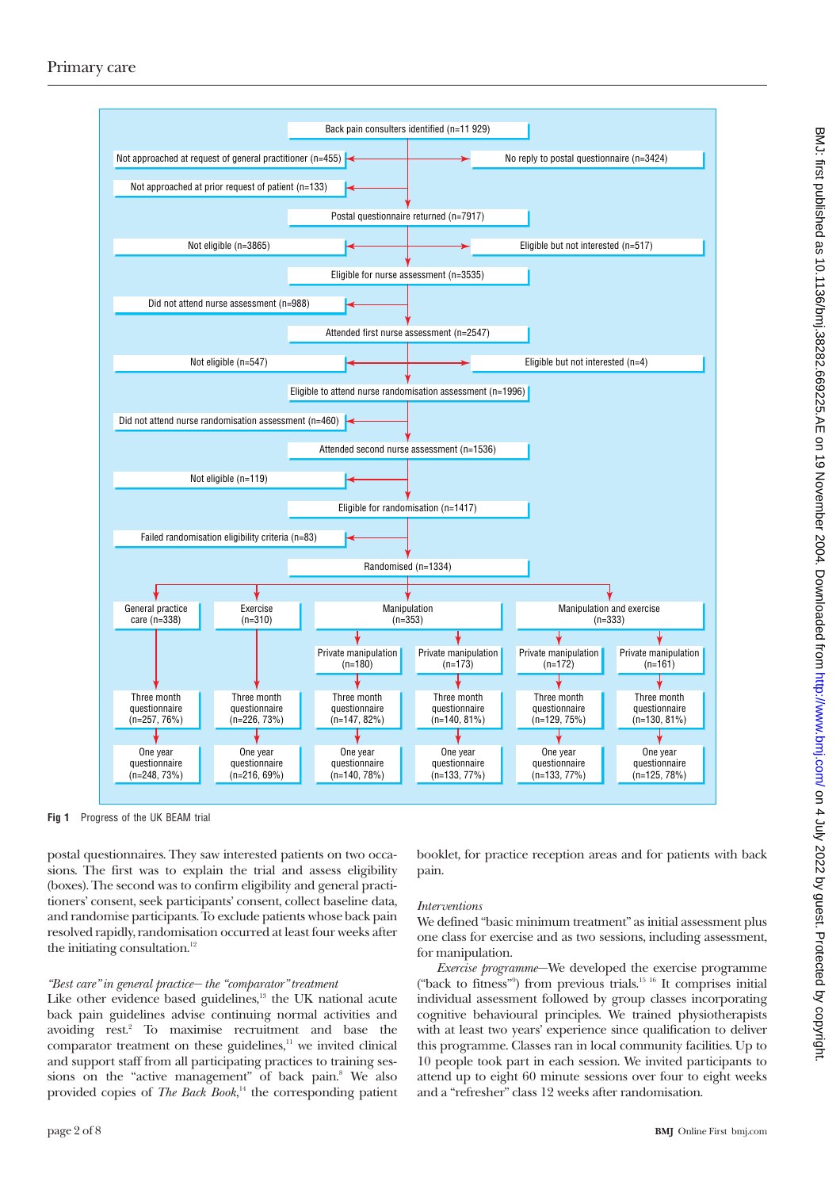Back pain consulters identified (n=11 929)

- Not approached at request of general practitioner (n=455)
- No reply to postal questionnaire (n=3424)
- Not approached at prior request of patient (n=133)

Postal questionnaire returned (n=7917)

- Not eligible (n=3865)
- Eligible but not interested (n=517)

Eligible for nurse assessment (n=3535)

- Did not attend nurse assessment (n=988)

Attended first nurse assessment (n=2547)

- Not eligible (n=547)
- Eligible but not interested (n=4)

Eligible to attend nurse randomisation assessment (n=1996)

- Did not attend nurse randomisation assessment (n=460)

Attended second nurse assessment (n=1536)

- Not eligible (n=119)

Eligible for randomisation (n=1417)

- Failed randomisation eligibility criteria (n=83)

Randomised (n=1334)

| General practice care (n=338) | Exercise (n=310) | Manipulation (n=353) | | Manipulation and exercise (n=333) | |
|---|---|---|---|---|---|
| | | Private manipulation (n=180) | Private manipulation (n=173) | Private manipulation (n=172) | Private manipulation (n=161) |
| Three month questionnaire (n=257, 76%) | Three month questionnaire (n=226, 73%) | Three month questionnaire (n=147, 82%) | Three month questionnaire (n=140, 81%) | Three month questionnaire (n=129, 75%) | Three month questionnaire (n=130, 81%) |
| One year questionnaire (n=248, 73%) | One year questionnaire (n=216, 69%) | One year questionnaire (n=140, 78%) | One year questionnaire (n=133, 77%) | One year questionnaire (n=133, 77%) | One year questionnaire (n=125, 78%) |

**Fig 1** Progress of the UK BEAM trial

postal questionnaires. They saw interested patients on two occasions. The first was to explain the trial and assess eligibility (boxes). The second was to confirm eligibility and general practitioners' consent, seek participants' consent, collect baseline data, and randomise participants. To exclude patients whose back pain resolved rapidly, randomisation occurred at least four weeks after the initiating consultation.[12]

*"Best care" in general practice—the "comparator" treatment*

Like other evidence based guidelines,[13] the UK national acute back pain guidelines advise continuing normal activities and avoiding rest.[2] To maximise recruitment and base the comparator treatment on these guidelines,[11] we invited clinical and support staff from all participating practices to training sessions on the "active management" of back pain.[8] We also provided copies of *The Back Book*,[14] the corresponding patient booklet, for practice reception areas and for patients with back pain.

*Interventions*

We defined "basic minimum treatment" as initial assessment plus one class for exercise and as two sessions, including assessment, for manipulation.

*Exercise programme*—We developed the exercise programme ("back to fitness"[9]) from previous trials.[15,16] It comprises initial individual assessment followed by group classes incorporating cognitive behavioural principles. We trained physiotherapists with at least two years' experience since qualification to deliver this programme. Classes ran in local community facilities. Up to 10 people took part in each session. We invited participants to attend up to eight 60 minute sessions over four to eight weeks and a "refresher" class 12 weeks after randomisation.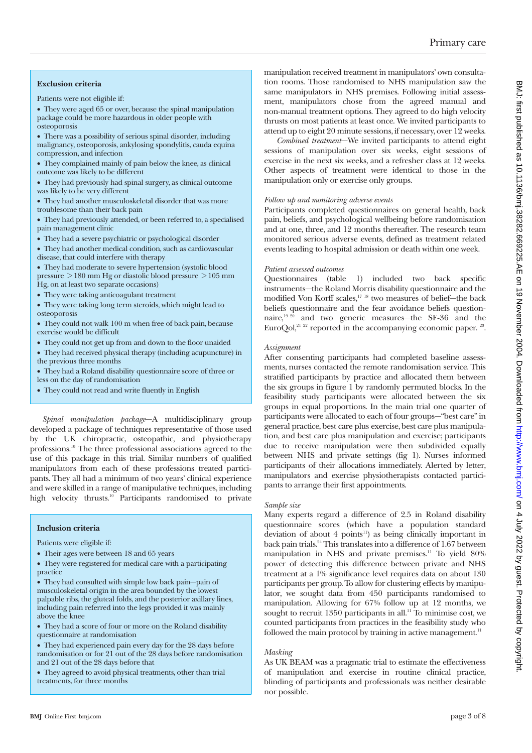### Exclusion criteria

Patients were not eligible if:

- They were aged 65 or over, because the spinal manipulation package could be more hazardous in older people with osteoporosis
- There was a possibility of serious spinal disorder, including malignancy, osteoporosis, ankylosing spondylitis, cauda equina compression, and infection
- They complained mainly of pain below the knee, as clinical outcome was likely to be different
- They had previously had spinal surgery, as clinical outcome was likely to be very different
- They had another musculoskeletal disorder that was more troublesome than their back pain
- They had previously attended, or been referred to, a specialised pain management clinic
- They had a severe psychiatric or psychological disorder
- They had another medical condition, such as cardiovascular disease, that could interfere with therapy
- They had moderate to severe hypertension (systolic blood pressure >180 mm Hg or diastolic blood pressure >105 mm Hg, on at least two separate occasions)
- They were taking anticoagulant treatment
- They were taking long term steroids, which might lead to osteoporosis
- They could not walk 100 m when free of back pain, because exercise would be difficult
- They could not get up from and down to the floor unaided
- They had received physical therapy (including acupuncture) in the previous three months
- They had a Roland disability questionnaire score of three or less on the day of randomisation
- They could not read and write fluently in English

*Spinal manipulation package*—A multidisciplinary group developed a package of techniques representative of those used by the UK chiropractic, osteopathic, and physiotherapy professions.[10] The three professional associations agreed to the use of this package in this trial. Similar numbers of qualified manipulators from each of these professions treated participants. They all had a minimum of two years' clinical experience and were skilled in a range of manipulative techniques, including high velocity thrusts.[10] Participants randomised to private manipulation received treatment in manipulators' own consultation rooms. Those randomised to NHS manipulation saw the same manipulators in NHS premises. Following initial assessment, manipulators chose from the agreed manual and non-manual treatment options. They agreed to do high velocity thrusts on most patients at least once. We invited participants to attend up to eight 20 minute sessions, if necessary, over 12 weeks.

*Combined treatment*—We invited participants to attend eight sessions of manipulation over six weeks, eight sessions of exercise in the next six weeks, and a refresher class at 12 weeks. Other aspects of treatment were identical to those in the manipulation only or exercise only groups.

### Inclusion criteria

Patients were eligible if:

- Their ages were between 18 and 65 years
- They were registered for medical care with a participating practice
- They had consulted with simple low back pain—pain of musculoskeletal origin in the area bounded by the lowest palpable ribs, the gluteal folds, and the posterior axillary lines, including pain referred into the legs provided it was mainly above the knee
- They had a score of four or more on the Roland disability questionnaire at randomisation
- They had experienced pain every day for the 28 days before randomisation or for 21 out of the 28 days before randomisation and 21 out of the 28 days before that
- They agreed to avoid physical treatments, other than trial treatments, for three months

*Follow up and monitoring adverse events*

Participants completed questionnaires on general health, back pain, beliefs, and psychological wellbeing before randomisation and at one, three, and 12 months thereafter. The research team monitored serious adverse events, defined as treatment related events leading to hospital admission or death within one week.

*Patient assessed outcomes*

Questionnaires (table 1) included two back specific instruments—the Roland Morris disability questionnaire and the modified Von Korff scales,[17 18] two measures of belief—the back beliefs questionnaire and the fear avoidance beliefs questionnaire,[19 20] and two generic measures—the SF-36 and the EuroQol,[21 22] reported in the accompanying economic paper. [23].

*Assignment*

After consenting participants had completed baseline assessments, nurses contacted the remote randomisation service. This stratified participants by practice and allocated them between the six groups in figure 1 by randomly permuted blocks. In the feasibility study participants were allocated between the six groups in equal proportions. In the main trial one quarter of participants were allocated to each of four groups—"best care" in general practice, best care plus exercise, best care plus manipulation, and best care plus manipulation and exercise; participants due to receive manipulation were then subdivided equally between NHS and private settings (fig 1). Nurses informed participants of their allocations immediately. Alerted by letter, manipulators and exercise physiotherapists contacted participants to arrange their first appointments.

*Sample size*

Many experts regard a difference of 2.5 in Roland disability questionnaire scores (which have a population standard deviation of about 4 points[11]) as being clinically important in back pain trials.[24] This translates into a difference of 1.67 between manipulation in NHS and private premises.[11] To yield 80% power of detecting this difference between private and NHS treatment at a 1% significance level requires data on about 130 participants per group. To allow for clustering effects by manipulator, we sought data from 450 participants randomised to manipulation. Allowing for 67% follow up at 12 months, we sought to recruit 1350 participants in all.[11] To minimise cost, we counted participants from practices in the feasibility study who followed the main protocol by training in active management.[11]

*Masking*

As UK BEAM was a pragmatic trial to estimate the effectiveness of manipulation and exercise in routine clinical practice, blinding of participants and professionals was neither desirable nor possible.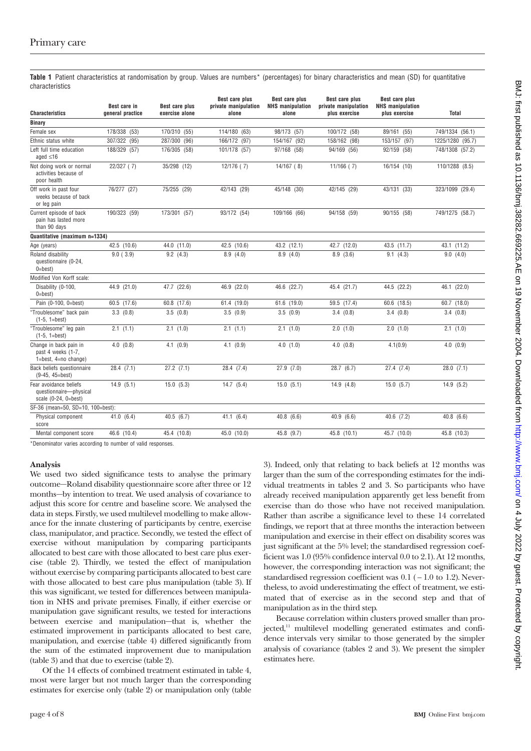**Table 1** Patient characteristics at randomisation by group. Values are numbers* (percentages) for binary characteristics and mean (SD) for quantitative characteristics

| Characteristics | Best care in general practice | Best care plus exercise alone | Best care plus private manipulation alone | Best care plus NHS manipulation alone | Best care plus private manipulation plus exercise | Best care plus NHS manipulation plus exercise | Total |
|---|---|---|---|---|---|---|---|
| **Binary** | | | | | | | |
| Female sex | 178/338 (53) | 170/310 (55) | 114/180 (63) | 98/173 (57) | 100/172 (58) | 89/161 (55) | 749/1334 (56.1) |
| Ethnic status white | 307/322 (95) | 287/300 (96) | 166/172 (97) | 154/167 (92) | 158/162 (98) | 153/157 (97) | 1225/1280 (95.7) |
| Left full time education aged ≤16 | 188/329 (57) | 176/305 (58) | 101/178 (57) | 97/168 (58) | 94/169 (56) | 92/159 (58) | 748/1308 (57.2) |
| Not doing work or normal activities because of poor health | 22/327 ( 7) | 35/298 (12) | 12/176 ( 7) | 14/167 ( 8) | 11/166 ( 7) | 16/154 (10) | 110/1288 (8.5) |
| Off work in past four weeks because of back or leg pain | 76/277 (27) | 75/255 (29) | 42/143 (29) | 45/148 (30) | 42/145 (29) | 43/131 (33) | 323/1099 (29.4) |
| Current episode of back pain has lasted more than 90 days | 190/323 (59) | 173/301 (57) | 93/172 (54) | 109/166 (66) | 94/158 (59) | 90/155 (58) | 749/1275 (58.7) |
| **Quantitative (maximum n=1334)** | | | | | | | |
| Age (years) | 42.5 (10.6) | 44.0 (11.0) | 42.5 (10.6) | 43.2 (12.1) | 42.7 (12.0) | 43.5 (11.7) | 43.1 (11.2) |
| Roland disability questionnaire (0-24, 0=best) | 9.0 ( 3.9) | 9.2 (4.3) | 8.9 (4.0) | 8.9 (4.0) | 8.9 (3.6) | 9.1 (4.3) | 9.0 (4.0) |
| Modified Von Korff scale: | | | | | | | |
| Disability (0-100, 0=best) | 44.9 (21.0) | 47.7 (22.6) | 46.9 (22.0) | 46.6 (22.7) | 45.4 (21.7) | 44.5 (22.2) | 46.1 (22.0) |
| Pain (0-100, 0=best) | 60.5 (17.6) | 60.8 (17.6) | 61.4 (19.0) | 61.6 (19.0) | 59.5 (17.4) | 60.6 (18.5) | 60.7 (18.0) |
| "Troublesome" back pain (1-5, 1=best) | 3.3 (0.8) | 3.5 (0.8) | 3.5 (0.9) | 3.5 (0.9) | 3.4 (0.8) | 3.4 (0.8) | 3.4 (0.8) |
| "Troublesome" leg pain (1-5, 1=best) | 2.1 (1.1) | 2.1 (1.0) | 2.1 (1.1) | 2.1 (1.0) | 2.0 (1.0) | 2.0 (1.0) | 2.1 (1.0) |
| Change in back pain in past 4 weeks (1-7, 1=best, 4=no change) | 4.0 (0.8) | 4.1 (0.9) | 4.1 (0.9) | 4.0 (1.0) | 4.0 (0.8) | 4.1(0.9) | 4.0 (0.9) |
| Back beliefs questionnaire (9-45, 45=best) | 28.4 (7.1) | 27.2 (7.1) | 28.4 (7.4) | 27.9 (7.0) | 28.7 (6.7) | 27.4 (7.4) | 28.0 (7.1) |
| Fear avoidance beliefs questionnaire—physical scale (0-24, 0=best) | 14.9 (5.1) | 15.0 (5.3) | 14.7 (5.4) | 15.0 (5.1) | 14.9 (4.8) | 15.0 (5.7) | 14.9 (5.2) |
| SF-36 (mean=50, SD=10, 100=best): | | | | | | | |
| Physical component score | 41.0 (6.4) | 40.5 (6.7) | 41.1 (6.4) | 40.8 (6.6) | 40.9 (6.6) | 40.6 (7.2) | 40.8 (6.6) |
| Mental component score | 46.6 (10.4) | 45.4 (10.8) | 45.0 (10.0) | 45.8 (9.7) | 45.8 (10.1) | 45.7 (10.0) | 45.8 (10.3) |

*Denominator varies according to number of valid responses.

### Analysis

We used two sided significance tests to analyse the primary outcome—Roland disability questionnaire score after three or 12 months—by intention to treat. We used analysis of covariance to adjust this score for centre and baseline score. We analysed the data in steps. Firstly, we used multilevel modelling to make allowance for the innate clustering of participants by centre, exercise class, manipulator, and practice. Secondly, we tested the effect of exercise without manipulation by comparing participants allocated to best care with those allocated to best care plus exercise (table 2). Thirdly, we tested the effect of manipulation without exercise by comparing participants allocated to best care with those allocated to best care plus manipulation (table 3). If this was significant, we tested for differences between manipulation in NHS and private premises. Finally, if either exercise or manipulation gave significant results, we tested for interactions between exercise and manipulation—that is, whether the estimated improvement in participants allocated to best care, manipulation, and exercise (table 4) differed significantly from the sum of the estimated improvement due to manipulation (table 3) and that due to exercise (table 2).

Of the 14 effects of combined treatment estimated in table 4, most were larger but not much larger than the corresponding estimates for exercise only (table 2) or manipulation only (table 3). Indeed, only that relating to back beliefs at 12 months was larger than the sum of the corresponding estimates for the individual treatments in tables 2 and 3. So participants who have already received manipulation apparently get less benefit from exercise than do those who have not received manipulation. Rather than ascribe a significance level to these 14 correlated findings, we report that at three months the interaction between manipulation and exercise in their effect on disability scores was just significant at the 5% level; the standardised regression coefficient was 1.0 (95% confidence interval 0.0 to 2.1). At 12 months, however, the corresponding interaction was not significant; the standardised regression coefficient was 0.1 (−1.0 to 1.2). Nevertheless, to avoid underestimating the effect of treatment, we estimated that of exercise as in the second step and that of manipulation as in the third step.

Because correlation within clusters proved smaller than projected,[11] multilevel modelling generated estimates and confidence intervals very similar to those generated by the simpler analysis of covariance (tables 2 and 3). We present the simpler estimates here.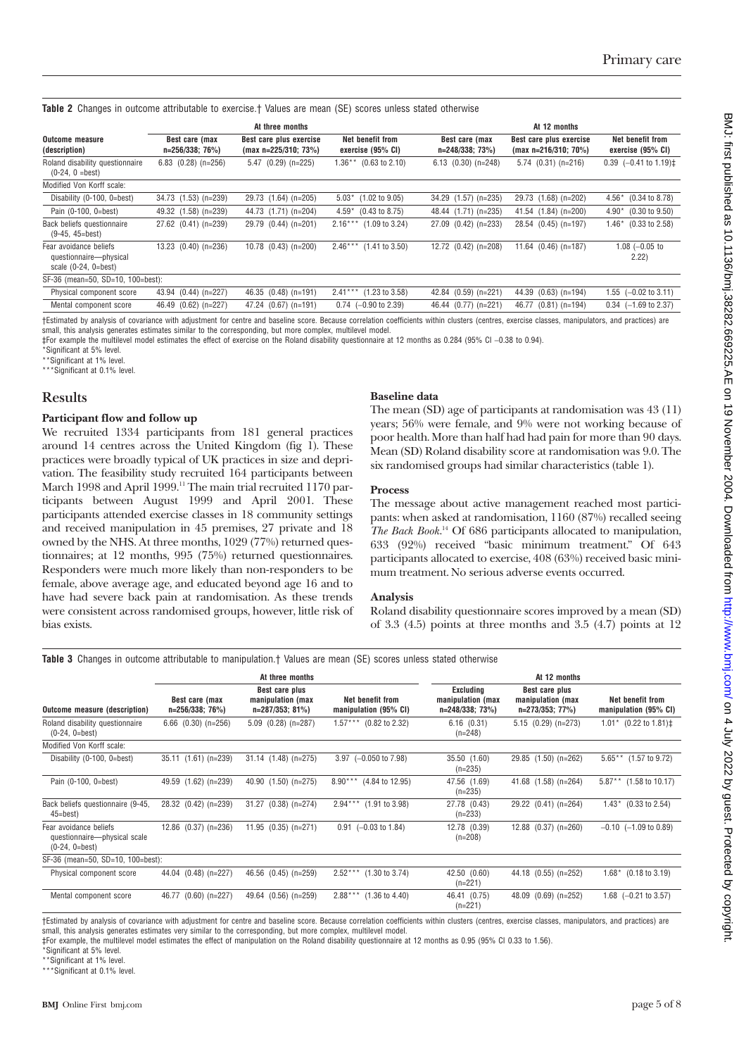**Table 2** Changes in outcome attributable to exercise.† Values are mean (SE) scores unless stated otherwise

| Outcome measure (description) | At three months | | | At 12 months | | |
|---|---|---|---|---|---|---|
| | Best care (max n=256/338; 76%) | Best care plus exercise (max n=225/310; 73%) | Net benefit from exercise (95% CI) | Best care (max n=248/338; 73%) | Best care plus exercise (max n=216/310; 70%) | Net benefit from exercise (95% CI) |
| Roland disability questionnaire (0-24, 0 =best) | 6.83 (0.28) (n=256) | 5.47 (0.29) (n=225) | 1.36** (0.63 to 2.10) | 6.13 (0.30) (n=248) | 5.74 (0.31) (n=216) | 0.39 (−0.41 to 1.19)‡ |
| Modified Von Korff scale: | | | | | | |
| Disability (0-100, 0=best) | 34.73 (1.53) (n=239) | 29.73 (1.64) (n=205) | 5.03* (1.02 to 9.05) | 34.29 (1.57) (n=235) | 29.73 (1.68) (n=202) | 4.56* (0.34 to 8.78) |
| Pain (0-100, 0=best) | 49.32 (1.58) (n=239) | 44.73 (1.71) (n=204) | 4.59* (0.43 to 8.75) | 48.44 (1.71) (n=235) | 41.54 (1.84) (n=200) | 4.90* (0.30 to 9.50) |
| Back beliefs questionnaire (9-45, 45=best) | 27.62 (0.41) (n=239) | 29.79 (0.44) (n=201) | 2.16*** (1.09 to 3.24) | 27.09 (0.42) (n=233) | 28.54 (0.45) (n=197) | 1.46* (0.33 to 2.58) |
| Fear avoidance beliefs questionnaire—physical scale (0-24, 0=best) | 13.23 (0.40) (n=236) | 10.78 (0.43) (n=200) | 2.46*** (1.41 to 3.50) | 12.72 (0.42) (n=208) | 11.64 (0.46) (n=187) | 1.08 (−0.05 to 2.22) |
| SF-36 (mean=50, SD=10, 100=best): | | | | | | |
| Physical component score | 43.94 (0.44) (n=227) | 46.35 (0.48) (n=191) | 2.41*** (1.23 to 3.58) | 42.84 (0.59) (n=221) | 44.39 (0.63) (n=194) | 1.55 (−0.02 to 3.11) |
| Mental component score | 46.49 (0.62) (n=227) | 47.24 (0.67) (n=191) | 0.74 (−0.90 to 2.39) | 46.44 (0.77) (n=221) | 46.77 (0.81) (n=194) | 0.34 (−1.69 to 2.37) |

†Estimated by analysis of covariance with adjustment for centre and baseline score. Because correlation coefficients within clusters (centres, exercise classes, manipulators, and practices) are small, this analysis generates estimates similar to the corresponding, but more complex, multilevel model.
‡For example the multilevel model estimates the effect of exercise on the Roland disability questionnaire at 12 months as 0.284 (95% CI −0.38 to 0.94).
*Significant at 5% level.
**Significant at 1% level.
***Significant at 0.1% level.

## Results

### Participant flow and follow up

We recruited 1334 participants from 181 general practices around 14 centres across the United Kingdom (fig 1). These practices were broadly typical of UK practices in size and deprivation. The feasibility study recruited 164 participants between March 1998 and April 1999.[11] The main trial recruited 1170 participants between August 1999 and April 2001. These participants attended exercise classes in 18 community settings and received manipulation in 45 premises, 27 private and 18 owned by the NHS. At three months, 1029 (77%) returned questionnaires; at 12 months, 995 (75%) returned questionnaires. Responders were much more likely than non-responders to be female, above average age, and educated beyond age 16 and to have had severe back pain at randomisation. As these trends were consistent across randomised groups, however, little risk of bias exists.

### Baseline data

The mean (SD) age of participants at randomisation was 43 (11) years; 56% were female, and 9% were not working because of poor health. More than half had had pain for more than 90 days. Mean (SD) Roland disability score at randomisation was 9.0. The six randomised groups had similar characteristics (table 1).

### Process

The message about active management reached most participants: when asked at randomisation, 1160 (87%) recalled seeing *The Back Book*.[14] Of 686 participants allocated to manipulation, 633 (92%) received "basic minimum treatment." Of 643 participants allocated to exercise, 408 (63%) received basic minimum treatment. No serious adverse events occurred.

### Analysis

Roland disability questionnaire scores improved by a mean (SD) of 3.3 (4.5) points at three months and 3.5 (4.7) points at 12

**Table 3** Changes in outcome attributable to manipulation.† Values are mean (SE) scores unless stated otherwise

| Outcome measure (description) | At three months | | | At 12 months | | |
|---|---|---|---|---|---|---|
| | Best care (max n=256/338; 76%) | Best care plus manipulation (max n=287/353; 81%) | Net benefit from manipulation (95% CI) | Excluding manipulation (max n=248/338; 73%) | Best care plus manipulation (max n=273/353; 77%) | Net benefit from manipulation (95% CI) |
| Roland disability questionnaire (0-24, 0=best) | 6.66 (0.30) (n=256) | 5.09 (0.28) (n=287) | 1.57*** (0.82 to 2.32) | 6.16 (0.31) (n=248) | 5.15 (0.29) (n=273) | 1.01* (0.22 to 1.81)‡ |
| Modified Von Korff scale: | | | | | | |
| Disability (0-100, 0=best) | 35.11 (1.61) (n=239) | 31.14 (1.48) (n=275) | 3.97 (−0.050 to 7.98) | 35.50 (1.60) (n=235) | 29.85 (1.50) (n=262) | 5.65** (1.57 to 9.72) |
| Pain (0-100, 0=best) | 49.59 (1.62) (n=239) | 40.90 (1.50) (n=275) | 8.90*** (4.84 to 12.95) | 47.56 (1.69) (n=235) | 41.68 (1.58) (n=264) | 5.87** (1.58 to 10.17) |
| Back beliefs questionnaire (9-45, 45=best) | 28.32 (0.42) (n=239) | 31.27 (0.38) (n=274) | 2.94*** (1.91 to 3.98) | 27.78 (0.43) (n=233) | 29.22 (0.41) (n=264) | 1.43* (0.33 to 2.54) |
| Fear avoidance beliefs questionnaire—physical scale (0-24, 0=best) | 12.86 (0.37) (n=236) | 11.95 (0.35) (n=271) | 0.91 (−0.03 to 1.84) | 12.78 (0.39) (n=208) | 12.88 (0.37) (n=260) | −0.10 (−1.09 to 0.89) |
| SF-36 (mean=50, SD=10, 100=best): | | | | | | |
| Physical component score | 44.04 (0.48) (n=227) | 46.56 (0.45) (n=259) | 2.52*** (1.30 to 3.74) | 42.50 (0.60) (n=221) | 44.18 (0.55) (n=252) | 1.68* (0.18 to 3.19) |
| Mental component score | 46.77 (0.60) (n=227) | 49.64 (0.56) (n=259) | 2.88*** (1.36 to 4.40) | 46.41 (0.75) (n=221) | 48.09 (0.69) (n=252) | 1.68 (−0.21 to 3.57) |

†Estimated by analysis of covariance with adjustment for centre and baseline score. Because correlation coefficients within clusters (centres, exercise classes, manipulators, and practices) are small, this analysis generates estimates very similar to the corresponding, but more complex, multilevel model.
‡For example, the multilevel model estimates the effect of manipulation on the Roland disability questionnaire at 12 months as 0.95 (95% CI 0.33 to 1.56).
*Significant at 5% level.
**Significant at 1% level.
***Significant at 0.1% level.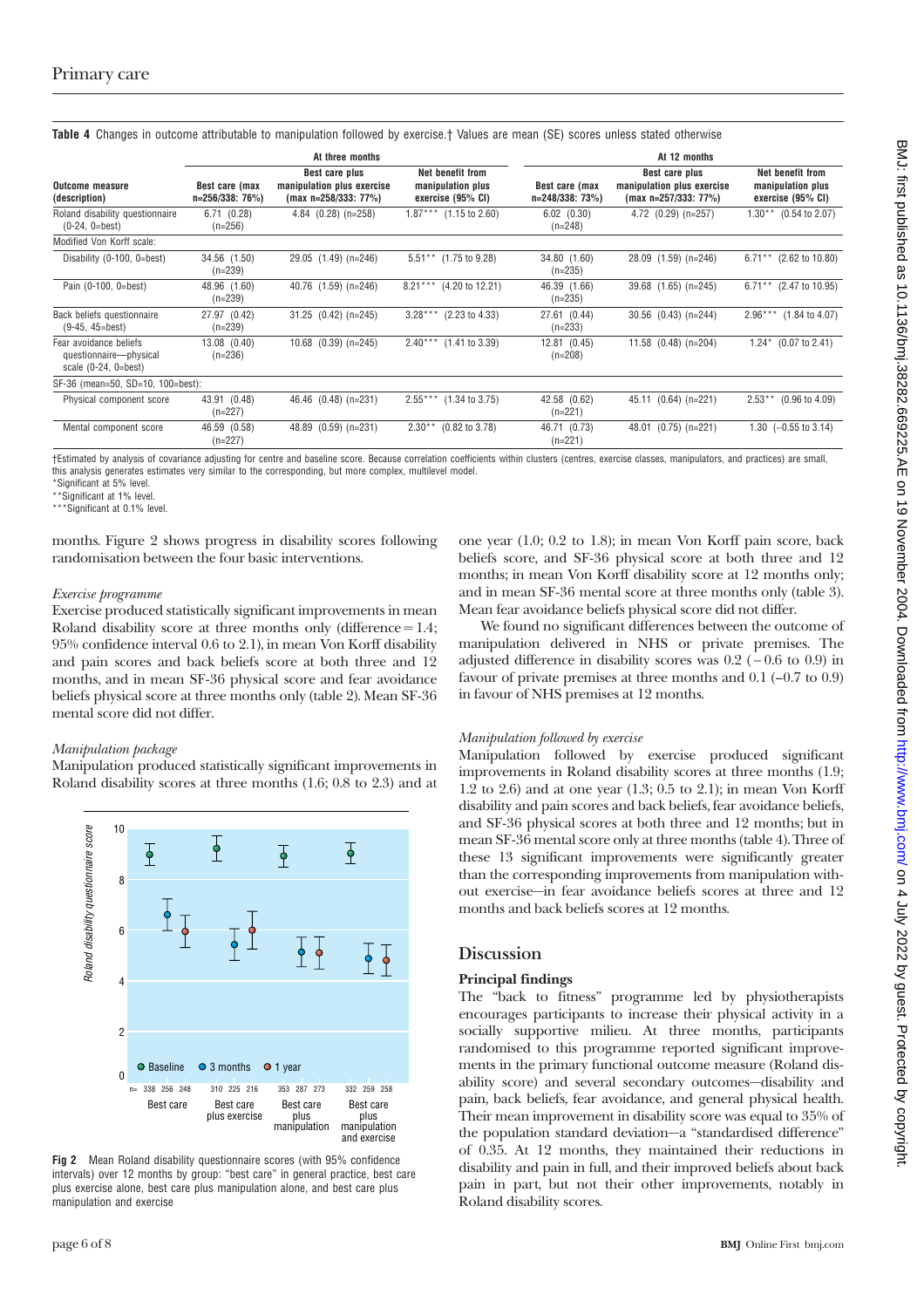**Table 4** Changes in outcome attributable to manipulation followed by exercise.† Values are mean (SE) scores unless stated otherwise

| Outcome measure (description) | At three months | | | At 12 months | | |
|---|---|---|---|---|---|---|
| | Best care (max n=256/338: 76%) | Best care plus manipulation plus exercise (max n=258/333: 77%) | Net benefit from manipulation plus exercise (95% CI) | Best care (max n=248/338: 73%) | Best care plus manipulation plus exercise (max n=257/333: 77%) | Net benefit from manipulation plus exercise (95% CI) |
| Roland disability questionnaire (0-24, 0=best) | 6.71 (0.28) (n=256) | 4.84 (0.28) (n=258) | 1.87*** (1.15 to 2.60) | 6.02 (0.30) (n=248) | 4.72 (0.29) (n=257) | 1.30** (0.54 to 2.07) |
| Modified Von Korff scale: | | | | | | |
| Disability (0-100, 0=best) | 34.56 (1.50) (n=239) | 29.05 (1.49) (n=246) | 5.51** (1.75 to 9.28) | 34.80 (1.60) (n=235) | 28.09 (1.59) (n=246) | 6.71** (2.62 to 10.80) |
| Pain (0-100, 0=best) | 48.96 (1.60) (n=239) | 40.76 (1.59) (n=246) | 8.21*** (4.20 to 12.21) | 46.39 (1.66) (n=235) | 39.68 (1.65) (n=245) | 6.71** (2.47 to 10.95) |
| Back beliefs questionnaire (9-45, 45=best) | 27.97 (0.42) (n=239) | 31.25 (0.42) (n=245) | 3.28*** (2.23 to 4.33) | 27.61 (0.44) (n=233) | 30.56 (0.43) (n=244) | 2.96*** (1.84 to 4.07) |
| Fear avoidance beliefs questionnaire—physical scale (0-24, 0=best) | 13.08 (0.40) (n=236) | 10.68 (0.39) (n=245) | 2.40*** (1.41 to 3.39) | 12.81 (0.45) (n=208) | 11.58 (0.48) (n=204) | 1.24* (0.07 to 2.41) |
| SF-36 (mean=50, SD=10, 100=best): | | | | | | |
| Physical component score | 43.91 (0.48) (n=227) | 46.46 (0.48) (n=231) | 2.55*** (1.34 to 3.75) | 42.58 (0.62) (n=221) | 45.11 (0.64) (n=221) | 2.53** (0.96 to 4.09) |
| Mental component score | 46.59 (0.58) (n=227) | 48.89 (0.59) (n=231) | 2.30** (0.82 to 3.78) | 46.71 (0.73) (n=221) | 48.01 (0.75) (n=221) | 1.30 (−0.55 to 3.14) |

†Estimated by analysis of covariance adjusting for centre and baseline score. Because correlation coefficients within clusters (centres, exercise classes, manipulators, and practices) are small, this analysis generates estimates very similar to the corresponding, but more complex, multilevel model.
*Significant at 5% level.
**Significant at 1% level.
***Significant at 0.1% level.

months. Figure 2 shows progress in disability scores following randomisation between the four basic interventions.

*Exercise programme*

Exercise produced statistically significant improvements in mean Roland disability score at three months only (difference = 1.4; 95% confidence interval 0.6 to 2.1), in mean Von Korff disability and pain scores and back beliefs score at both three and 12 months, and in mean SF-36 physical score and fear avoidance beliefs physical score at three months only (table 2). Mean SF-36 mental score did not differ.

*Manipulation package*

Manipulation produced statistically significant improvements in Roland disability scores at three months (1.6; 0.8 to 2.3) and at one year (1.0; 0.2 to 1.8); in mean Von Korff pain score, back beliefs score, and SF-36 physical score at both three and 12 months; in mean Von Korff disability score at 12 months only; and in mean SF-36 mental score at three months only (table 3). Mean fear avoidance beliefs physical score did not differ.

We found no significant differences between the outcome of manipulation delivered in NHS or private premises. The adjusted difference in disability scores was 0.2 (−0.6 to 0.9) in favour of private premises at three months and 0.1 (−0.7 to 0.9) in favour of NHS premises at 12 months.

**Fig 2** Mean Roland disability questionnaire scores (with 95% confidence intervals) over 12 months by group: "best care" in general practice, best care plus exercise alone, best care plus manipulation alone, and best care plus manipulation and exercise

*Manipulation followed by exercise*

Manipulation followed by exercise produced significant improvements in Roland disability scores at three months (1.9; 1.2 to 2.6) and at one year (1.3; 0.5 to 2.1); in mean Von Korff disability and pain scores and back beliefs, fear avoidance beliefs, and SF-36 physical scores at both three and 12 months; but in mean SF-36 mental score only at three months (table 4). Three of these 13 significant improvements were significantly greater than the corresponding improvements from manipulation without exercise—in fear avoidance beliefs scores at three and 12 months and back beliefs scores at 12 months.

## Discussion

### Principal findings

The "back to fitness" programme led by physiotherapists encourages participants to increase their physical activity in a socially supportive milieu. At three months, participants randomised to this programme reported significant improvements in the primary functional outcome measure (Roland disability score) and several secondary outcomes—disability and pain, back beliefs, fear avoidance, and general physical health. Their mean improvement in disability score was equal to 35% of the population standard deviation—a "standardised difference" of 0.35. At 12 months, they maintained their reductions in disability and pain in full, and their improved beliefs about back pain in part, but not their other improvements, notably in Roland disability scores.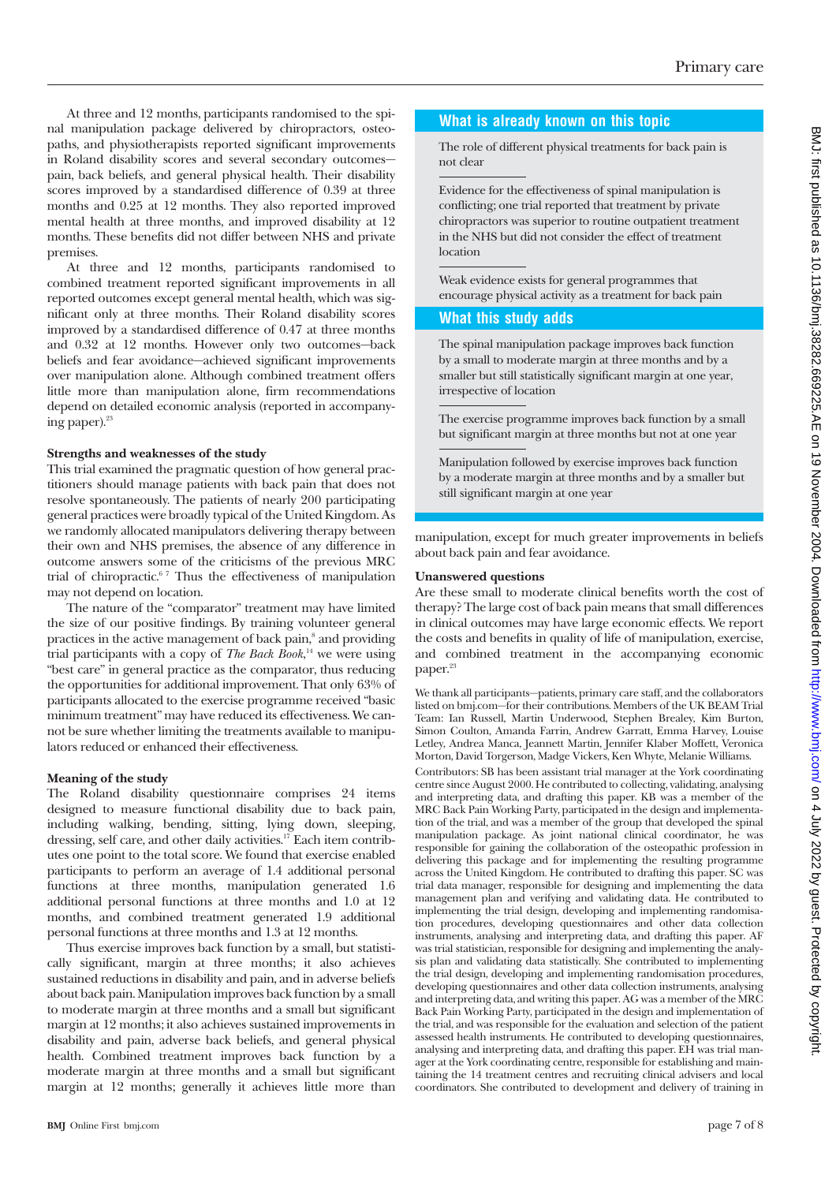At three and 12 months, participants randomised to the spinal manipulation package delivered by chiropractors, osteopaths, and physiotherapists reported significant improvements in Roland disability scores and several secondary outcomes—pain, back beliefs, and general physical health. Their disability scores improved by a standardised difference of 0.39 at three months and 0.25 at 12 months. They also reported improved mental health at three months, and improved disability at 12 months. These benefits did not differ between NHS and private premises.

At three and 12 months, participants randomised to combined treatment reported significant improvements in all reported outcomes except general mental health, which was significant only at three months. Their Roland disability scores improved by a standardised difference of 0.47 at three months and 0.32 at 12 months. However only two outcomes—back beliefs and fear avoidance—achieved significant improvements over manipulation alone. Although combined treatment offers little more than manipulation alone, firm recommendations depend on detailed economic analysis (reported in accompanying paper).[23]

### Strengths and weaknesses of the study

This trial examined the pragmatic question of how general practitioners should manage patients with back pain that does not resolve spontaneously. The patients of nearly 200 participating general practices were broadly typical of the United Kingdom. As we randomly allocated manipulators delivering therapy between their own and NHS premises, the absence of any difference in outcome answers some of the criticisms of the previous MRC trial of chiropractic.[6 7] Thus the effectiveness of manipulation may not depend on location.

The nature of the "comparator" treatment may have limited the size of our positive findings. By training volunteer general practices in the active management of back pain,[8] and providing trial participants with a copy of *The Back Book*,[14] we were using "best care" in general practice as the comparator, thus reducing the opportunities for additional improvement. That only 63% of participants allocated to the exercise programme received "basic minimum treatment" may have reduced its effectiveness. We cannot be sure whether limiting the treatments available to manipulators reduced or enhanced their effectiveness.

### Meaning of the study

The Roland disability questionnaire comprises 24 items designed to measure functional disability due to back pain, including walking, bending, sitting, lying down, sleeping, dressing, self care, and other daily activities.[17] Each item contributes one point to the total score. We found that exercise enabled participants to perform an average of 1.4 additional personal functions at three months, manipulation generated 1.6 additional personal functions at three months and 1.0 at 12 months, and combined treatment generated 1.9 additional personal functions at three months and 1.3 at 12 months.

Thus exercise improves back function by a small, but statistically significant, margin at three months; it also achieves sustained reductions in disability and pain, and in adverse beliefs about back pain. Manipulation improves back function by a small to moderate margin at three months and a small but significant margin at 12 months; it also achieves sustained improvements in disability and pain, adverse back beliefs, and general physical health. Combined treatment improves back function by a moderate margin at three months and a small but significant margin at 12 months; generally it achieves little more than manipulation, except for much greater improvements in beliefs about back pain and fear avoidance.

### What is already known on this topic

The role of different physical treatments for back pain is not clear

Evidence for the effectiveness of spinal manipulation is conflicting; one trial reported that treatment by private chiropractors was superior to routine outpatient treatment in the NHS but did not consider the effect of treatment location

Weak evidence exists for general programmes that encourage physical activity as a treatment for back pain

### What this study adds

The spinal manipulation package improves back function by a small to moderate margin at three months and by a smaller but still statistically significant margin at one year, irrespective of location

The exercise programme improves back function by a small but significant margin at three months but not at one year

Manipulation followed by exercise improves back function by a moderate margin at three months and by a smaller but still significant margin at one year

### Unanswered questions

Are these small to moderate clinical benefits worth the cost of therapy? The large cost of back pain means that small differences in clinical outcomes may have large economic effects. We report the costs and benefits in quality of life of manipulation, exercise, and combined treatment in the accompanying economic paper.[23]

We thank all participants—patients, primary care staff, and the collaborators listed on bmj.com—for their contributions. Members of the UK BEAM Trial Team: Ian Russell, Martin Underwood, Stephen Brealey, Kim Burton, Simon Coulton, Amanda Farrin, Andrew Garratt, Emma Harvey, Louise Letley, Andrea Manca, Jeannett Martin, Jennifer Klaber Moffett, Veronica Morton, David Torgerson, Madge Vickers, Ken Whyte, Melanie Williams.

Contributors: SB has been assistant trial manager at the York coordinating centre since August 2000. He contributed to collecting, validating, analysing and interpreting data, and drafting this paper. KB was a member of the MRC Back Pain Working Party, participated in the design and implementation of the trial, and was a member of the group that developed the spinal manipulation package. As joint national clinical coordinator, he was responsible for gaining the collaboration of the osteopathic profession in delivering this package and for implementing the resulting programme across the United Kingdom. He contributed to drafting this paper. SC was trial data manager, responsible for designing and implementing the data management plan and verifying and validating data. He contributed to implementing the trial design, developing and implementing randomisation procedures, developing questionnaires and other data collection instruments, analysing and interpreting data, and drafting this paper. AF was trial statistician, responsible for designing and implementing the analysis plan and validating data statistically. She contributed to implementing the trial design, developing and implementing randomisation procedures, developing questionnaires and other data collection instruments, analysing and interpreting data, and writing this paper. AG was a member of the MRC Back Pain Working Party, participated in the design and implementation of the trial, and was responsible for the evaluation and selection of the patient assessed health instruments. He contributed to developing questionnaires, analysing and interpreting data, and drafting this paper. EH was trial manager at the York coordinating centre, responsible for establishing and maintaining the 14 treatment centres and recruiting clinical advisers and local coordinators. She contributed to development and delivery of training in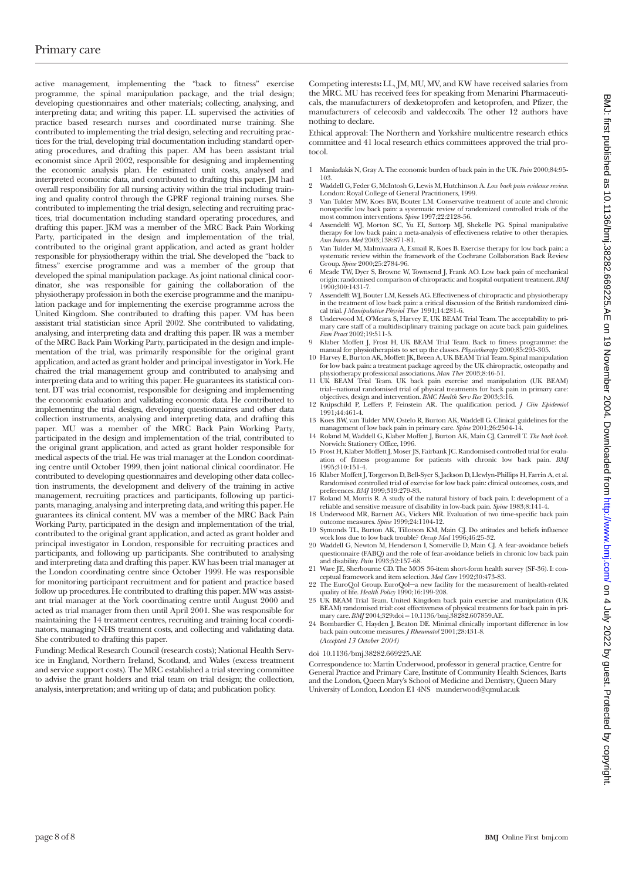active management, implementing the "back to fitness" exercise programme, the spinal manipulation package, and the trial design; developing questionnaires and other materials; collecting, analysing, and interpreting data; and writing this paper. LL supervised the activities of practice based research nurses and coordinated nurse training. She contributed to implementing the trial design, selecting and recruiting practices for the trial, developing trial documentation including standard operating procedures, and drafting this paper. AM has been assistant trial economist since April 2002, responsible for designing and implementing the economic analysis plan. He estimated unit costs, analysed and interpreted economic data, and contributed to drafting this paper. JM had overall responsibility for all nursing activity within the trial including training and quality control through the GPRF regional training nurses. She contributed to implementing the trial design, selecting and recruiting practices, trial documentation including standard operating procedures, and drafting this paper. JKM was a member of the MRC Back Pain Working Party, participated in the design and implementation of the trial, contributed to the original grant application, and acted as grant holder responsible for physiotherapy within the trial. She developed the "back to fitness" exercise programme and was a member of the group that developed the spinal manipulation package. As joint national clinical coordinator, she was responsible for gaining the collaboration of the physiotherapy profession in both the exercise programme and the manipulation package and for implementing the exercise programme across the United Kingdom. She contributed to drafting this paper. VM has been assistant trial statistician since April 2002. She contributed to validating, analysing, and interpreting data and drafting this paper. IR was a member of the MRC Back Pain Working Party, participated in the design and implementation of the trial, was primarily responsible for the original grant application, and acted as grant holder and principal investigator in York. He chaired the trial management group and contributed to analysing and interpreting data and to writing this paper. He guarantees its statistical content. DT was trial economist, responsible for designing and implementing the economic evaluation and validating economic data. He contributed to implementing the trial design, developing questionnaires and other data collection instruments, analysing and interpreting data, and drafting this paper. MU was a member of the MRC Back Pain Working Party, participated in the design and implementation of the trial, contributed to the original grant application, and acted as grant holder responsible for medical aspects of the trial. He was trial manager at the London coordinating centre until October 1999, then joint national clinical coordinator. He contributed to developing questionnaires and developing other data collection instruments, the development and delivery of the training in active management, recruiting practices and participants, following up participants, managing, analysing and interpreting data, and writing this paper. He guarantees its clinical content. MV was a member of the MRC Back Pain Working Party, participated in the design and implementation of the trial, contributed to the original grant application, and acted as grant holder and principal investigator in London, responsible for recruiting practices and participants, and following up participants. She contributed to analysing and interpreting data and drafting this paper. KW has been trial manager at the London coordinating centre since October 1999. He was responsible for monitoring participant recruitment and for patient and practice based follow up procedures. He contributed to drafting this paper. MW was assistant trial manager at the York coordinating centre until August 2000 and acted as trial manager from then until April 2001. She was responsible for maintaining the 14 treatment centres, recruiting and training local coordinators, managing NHS treatment costs, and collecting and validating data. She contributed to drafting this paper.

Funding: Medical Research Council (research costs); National Health Service in England, Northern Ireland, Scotland, and Wales (excess treatment and service support costs). The MRC established a trial steering committee to advise the grant holders and trial team on trial design; the collection, analysis, interpretation; and writing up of data; and publication policy.

Competing interests: LL, JM, MU, MV, and KW have received salaries from the MRC. MU has received fees for speaking from Menarini Pharmaceuticals, the manufacturers of dexketoprofen and ketoprofen, and Pfizer, the manufacturers of celecoxib and valdecoxib. The other 12 authors have nothing to declare.

Ethical approval: The Northern and Yorkshire multicentre research ethics committee and 41 local research ethics committees approved the trial protocol.

1. Maniadakis N, Gray A. The economic burden of back pain in the UK. *Pain* 2000;84:95-103.
2. Waddell G, Feder G, McIntosh G, Lewis M, Hutchinson A. *Low back pain evidence review*. London: Royal College of General Practitioners, 1999.
3. Van Tulder MW, Koes BW, Bouter LM. Conservative treatment of acute and chronic nonspecific low back pain: a systematic review of randomized controlled trials of the most common interventions. *Spine* 1997;22:2128-56.
4. Assendelft WJ, Morton SC, Yu EI, Suttorp MJ, Shekelle PG. Spinal manipulative therapy for low back pain: a meta-analysis of effectiveness relative to other therapies. *Ann Intern Med* 2003;138:871-81.
5. Van Tulder M, Malmivaara A, Esmail R, Koes B. Exercise therapy for low back pain: a systematic review within the framework of the Cochrane Collaboration Back Review Group. *Spine* 2000;25:2784-96.
6. Meade TW, Dyer S, Browne W, Townsend J, Frank AO. Low back pain of mechanical origin: randomised comparison of chiropractic and hospital outpatient treatment. *BMJ* 1990;300:1431-7.
7. Assendelft WJ, Bouter LM, Kessels AG. Effectiveness of chiropractic and physiotherapy in the treatment of low back pain: a critical discussion of the British randomized clinical trial. *J Manipulative Physiol Ther* 1991;14:281-6.
8. Underwood M, O'Meara S, Harvey E, UK BEAM Trial Team. The acceptability to primary care staff of a multidisciplinary training package on acute back pain guidelines. *Fam Pract* 2002;19:511-5.
9. Klaber Moffett J, Frost H, UK BEAM Trial Team. Back to fitness programme: the manual for physiotherapists to set up the classes. *Physiotherapy* 2000;85:295-305.
10. Harvey E, Burton AK, Moffett JK, Breen A, UK BEAM Trial Team. Spinal manipulation for low back pain: a treatment package agreed by the UK chiropractic, osteopathy and physiotherapy professional associations. *Man Ther* 2003;8:46-51.
11. UK BEAM Trial Team. UK back pain exercise and manipulation (UK BEAM) trial—national randomised trial of physical treatments for back pain in primary care: objectives, design and intervention. *BMC Health Serv Res* 2003;3:16.
12. Knipschild P, Leffers P, Feinstein AR. The qualification period. *J Clin Epidemiol* 1991;44:461-4.
13. Koes BW, van Tulder MW, Ostelo R, Burton AK, Waddell G. Clinical guidelines for the management of low back pain in primary care. *Spine* 2001;26:2504-14.
14. Roland M, Waddell G, Klaber Moffett J, Burton AK, Main CJ, Cantrell T. *The back book*. Norwich: Stationery Office, 1996.
15. Frost H, Klaber Moffett J, Moser JS, Fairbank JC. Randomised controlled trial for evaluation of fitness programme for patients with chronic low back pain. *BMJ* 1995;310:151-4.
16. Klaber Moffett J, Torgerson D, Bell-Syer S, Jackson D, Llewlyn-Phillips H, Farrin A, et al. Randomised controlled trial of exercise for low back pain: clinical outcomes, costs, and preferences. *BMJ* 1999;319:279-83.
17. Roland M, Morris R. A study of the natural history of back pain. I: development of a reliable and sensitive measure of disability in low-back pain. *Spine* 1983;8:141-4.
18. Underwood MR, Barnett AG, Vickers MR. Evaluation of two time-specific back pain outcome measures. *Spine* 1999;24:1104-12.
19. Symonds TL, Burton AK, Tillotson KM, Main CJ. Do attitudes and beliefs influence work loss due to low back trouble? *Occup Med* 1996;46:25-32.
20. Waddell G, Newton M, Henderson I, Somerville D, Main CJ. A fear-avoidance beliefs questionnaire (FABQ) and the role of fear-avoidance beliefs in chronic low back pain and disability. *Pain* 1993;52:157-68.
21. Ware JE, Sherbourne CD. The MOS 36-item short-form health survey (SF-36). I: conceptual framework and item selection. *Med Care* 1992;30:473-83.
22. The EuroQol Group. EuroQol—a new facility for the measurement of health-related quality of life. *Health Policy* 1990;16:199-208.
23. UK BEAM Trial Team. United Kingdom back pain exercise and manipulation (UK BEAM) randomised trial: cost effectiveness of physical treatments for back pain in primary care. *BMJ* 2004;329:doi=10.1136/bmj.38282.607859.AE.
24. Bombardier C, Hayden J, Beaton DE. Minimal clinically important difference in low back pain outcome measures. *J Rheumatol* 2001;28:431-8.

*(Accepted 13 October 2004)*

doi 10.1136/bmj.38282.669225.AE

Correspondence to: Martin Underwood, professor in general practice, Centre for General Practice and Primary Care, Institute of Community Health Sciences, Barts and the London, Queen Mary's School of Medicine and Dentistry, Queen Mary University of London, London E1 4NS m.underwood@qmul.ac.uk